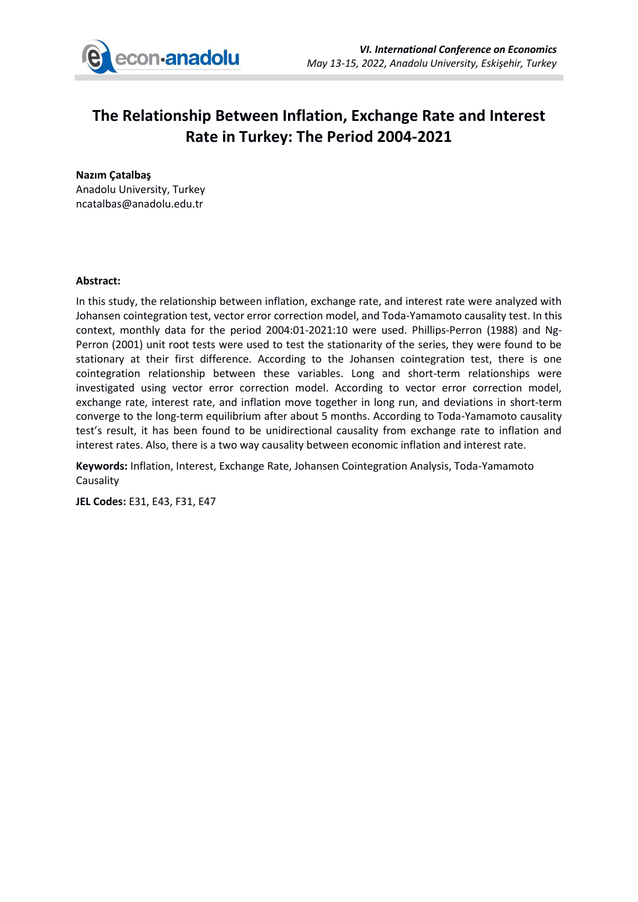# The Relationship Between Inflation, Exchange Rate and Interest Rate in Turkey: The Period 2004-2021

**Nazım Çatalbaş**
Anadolu University, Turkey
ncatalbas@anadolu.edu.tr

**Abstract:**

In this study, the relationship between inflation, exchange rate, and interest rate were analyzed with Johansen cointegration test, vector error correction model, and Toda-Yamamoto causality test. In this context, monthly data for the period 2004:01-2021:10 were used. Phillips-Perron (1988) and Ng-Perron (2001) unit root tests were used to test the stationarity of the series, they were found to be stationary at their first difference. According to the Johansen cointegration test, there is one cointegration relationship between these variables. Long and short-term relationships were investigated using vector error correction model. According to vector error correction model, exchange rate, interest rate, and inflation move together in long run, and deviations in short-term converge to the long-term equilibrium after about 5 months. According to Toda-Yamamoto causality test's result, it has been found to be unidirectional causality from exchange rate to inflation and interest rates. Also, there is a two way causality between economic inflation and interest rate.

**Keywords:** Inflation, Interest, Exchange Rate, Johansen Cointegration Analysis, Toda-Yamamoto Causality

**JEL Codes:** E31, E43, F31, E47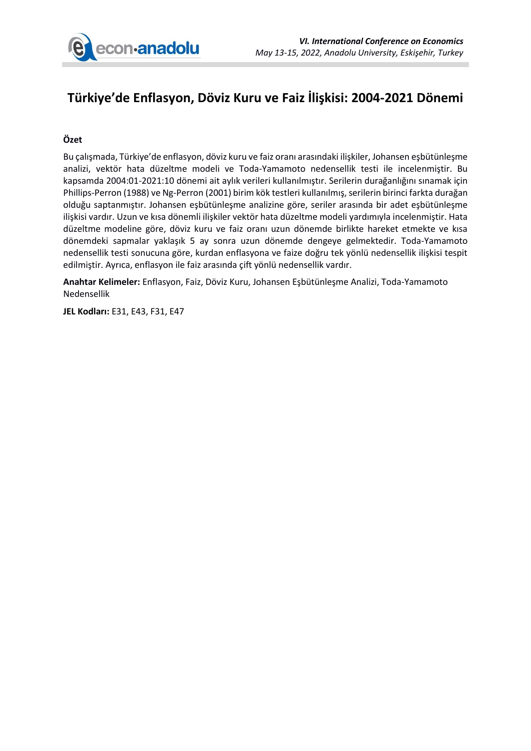# Türkiye'de Enflasyon, Döviz Kuru ve Faiz İlişkisi: 2004-2021 Dönemi

**Özet**

Bu çalışmada, Türkiye'de enflasyon, döviz kuru ve faiz oranı arasındaki ilişkiler, Johansen eşbütünleşme analizi, vektör hata düzeltme modeli ve Toda-Yamamoto nedensellik testi ile incelenmiştir. Bu kapsamda 2004:01-2021:10 dönemi ait aylık verileri kullanılmıştır. Serilerin durağanlığını sınamak için Phillips-Perron (1988) ve Ng-Perron (2001) birim kök testleri kullanılmış, serilerin birinci farkta durağan olduğu saptanmıştır. Johansen eşbütünleşme analizine göre, seriler arasında bir adet eşbütünleşme ilişkisi vardır. Uzun ve kısa dönemli ilişkiler vektör hata düzeltme modeli yardımıyla incelenmiştir. Hata düzeltme modeline göre, döviz kuru ve faiz oranı uzun dönemde birlikte hareket etmekte ve kısa dönemdeki sapmalar yaklaşık 5 ay sonra uzun dönemde dengeye gelmektedir. Toda-Yamamoto nedensellik testi sonucuna göre, kurdan enflasyona ve faize doğru tek yönlü nedensellik ilişkisi tespit edilmiştir. Ayrıca, enflasyon ile faiz arasında çift yönlü nedensellik vardır.

**Anahtar Kelimeler:** Enflasyon, Faiz, Döviz Kuru, Johansen Eşbütünleşme Analizi, Toda-Yamamoto Nedensellik

**JEL Kodları:** E31, E43, F31, E47